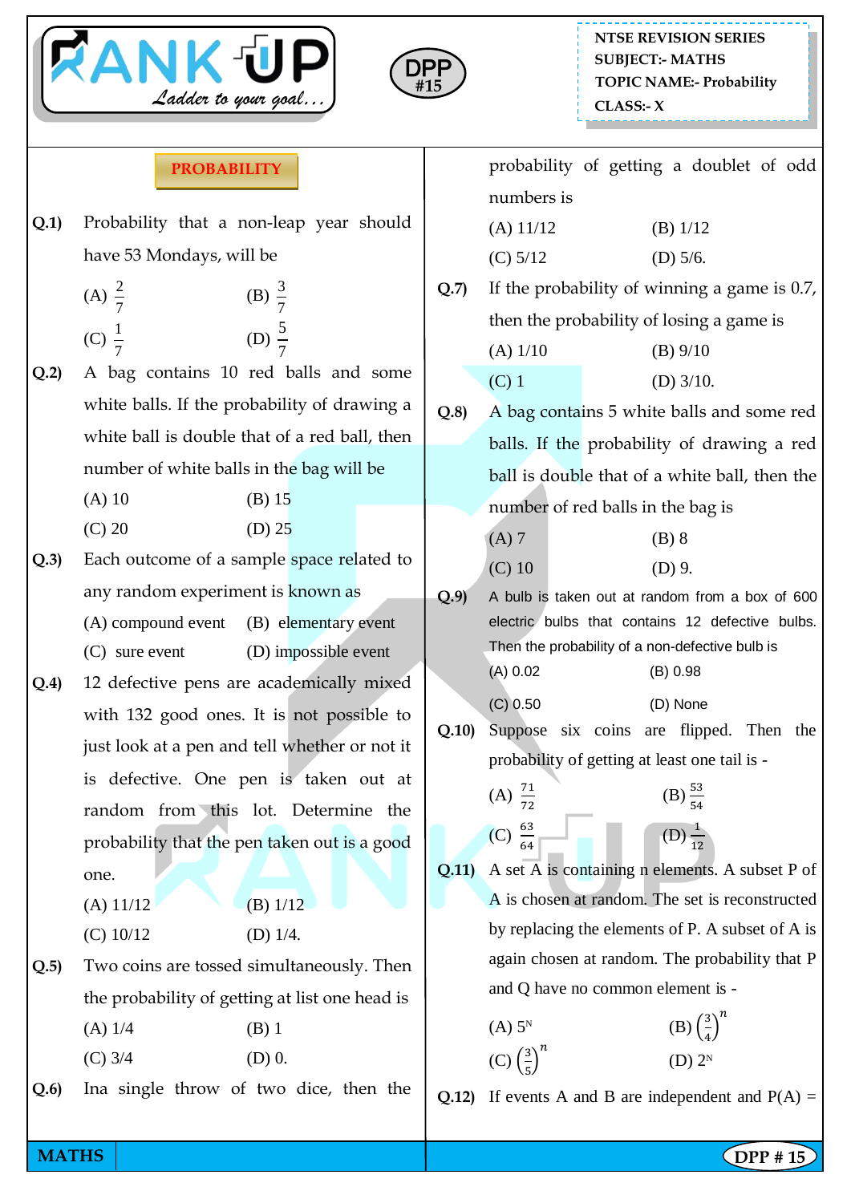NTSE REVISION SERIES
SUBJECT:- MATHS
TOPIC NAME:- Probability
CLASS:- X

DPP #15

## PROBABILITY

**Q.1)** Probability that a non-leap year should have 53 Mondays, will be

(A) $\frac{2}{7}$ (B) $\frac{3}{7}$

(C) $\frac{1}{7}$ (D) $\frac{5}{7}$

**Q.2)** A bag contains 10 red balls and some white balls. If the probability of drawing a white ball is double that of a red ball, then number of white balls in the bag will be

(A) 10 (B) 15

(C) 20 (D) 25

**Q.3)** Each outcome of a sample space related to any random experiment is known as

(A) compound event (B) elementary event

(C) sure event (D) impossible event

**Q.4)** 12 defective pens are academically mixed with 132 good ones. It is not possible to just look at a pen and tell whether or not it is defective. One pen is taken out at random from this lot. Determine the probability that the pen taken out is a good one.

(A) 11/12 (B) 1/12

(C) 10/12 (D) 1/4.

**Q.5)** Two coins are tossed simultaneously. Then the probability of getting at list one head is

(A) 1/4 (B) 1

(C) 3/4 (D) 0.

**Q.6)** Ina single throw of two dice, then the probability of getting a doublet of odd numbers is

(A) 11/12 (B) 1/12

(C) 5/12 (D) 5/6.

**Q.7)** If the probability of winning a game is 0.7, then the probability of losing a game is

(A) 1/10 (B) 9/10

(C) 1 (D) 3/10.

**Q.8)** A bag contains 5 white balls and some red balls. If the probability of drawing a red ball is double that of a white ball, then the number of red balls in the bag is

(A) 7 (B) 8

(C) 10 (D) 9.

**Q.9)** A bulb is taken out at random from a box of 600 electric bulbs that contains 12 defective bulbs. Then the probability of a non-defective bulb is

(A) 0.02 (B) 0.98

(C) 0.50 (D) None

**Q.10)** Suppose six coins are flipped. Then the probability of getting at least one tail is -

(A) $\frac{71}{72}$ (B) $\frac{53}{54}$

(C) $\frac{63}{64}$ (D) $\frac{1}{12}$

**Q.11)** A set A is containing n elements. A subset P of A is chosen at random. The set is reconstructed by replacing the elements of P. A subset of A is again chosen at random. The probability that P and Q have no common element is -

(A) $5^N$ (B) $\left(\frac{3}{4}\right)^n$

(C) $\left(\frac{3}{5}\right)^n$ (D) $2^N$

**Q.12)** If events A and B are independent and P(A) =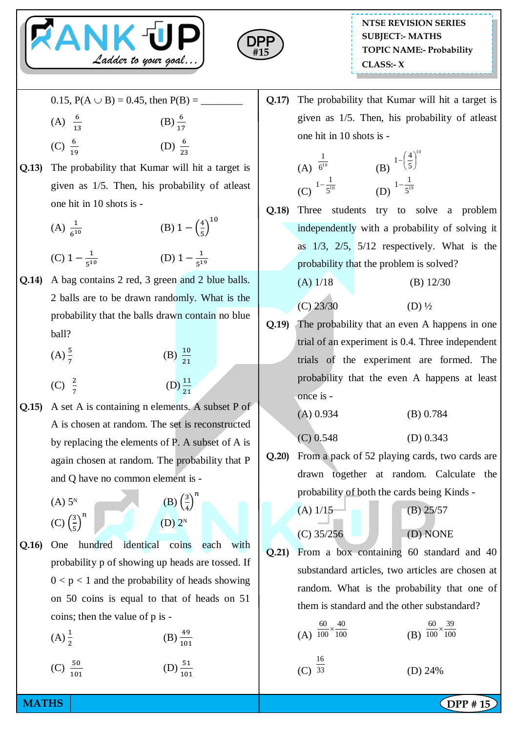0.15, P(A ∪ B) = 0.45, then P(B) = ________

(A) $\frac{6}{13}$ (B) $\frac{6}{17}$

(C) $\frac{6}{19}$ (D) $\frac{6}{23}$

**Q.13)** The probability that Kumar will hit a target is given as 1/5. Then, his probability of atleast one hit in 10 shots is -

(A) $\frac{1}{6^{10}}$ (B) $1-\left(\frac{4}{5}\right)^{10}$

(C) $1-\frac{1}{5^{10}}$ (D) $1-\frac{1}{5^{19}}$

**Q.14)** A bag contains 2 red, 3 green and 2 blue balls. 2 balls are to be drawn randomly. What is the probability that the balls drawn contain no blue ball?

(A) $\frac{5}{7}$ (B) $\frac{10}{21}$

(C) $\frac{2}{7}$ (D) $\frac{11}{21}$

**Q.15)** A set A is containing n elements. A subset P of A is chosen at random. The set is reconstructed by replacing the elements of P. A subset of A is again chosen at random. The probability that P and Q have no common element is -

(A) $5^N$ (B) $\left(\frac{3}{4}\right)^n$

(C) $\left(\frac{3}{5}\right)^n$ (D) $2^N$

**Q.16)** One hundred identical coins each with probability p of showing up heads are tossed. If $0 < p < 1$ and the probability of heads showing on 50 coins is equal to that of heads on 51 coins; then the value of p is -

(A) $\frac{1}{2}$ (B) $\frac{49}{101}$

(C) $\frac{50}{101}$ (D) $\frac{51}{101}$

**Q.17)** The probability that Kumar will hit a target is given as 1/5. Then, his probability of atleast one hit in 10 shots is -

(A) $\frac{1}{6^{10}}$ (B) $1-\left(\frac{4}{5}\right)^{10}$

(C) $1-\frac{1}{5^{10}}$ (D) $1-\frac{1}{5^{19}}$

**Q.18)** Three students try to solve a problem independently with a probability of solving it as 1/3, 2/5, 5/12 respectively. What is the probability that the problem is solved?

(A) 1/18 (B) 12/30

(C) 23/30 (D) ½

**Q.19)** The probability that an even A happens in one trial of an experiment is 0.4. Three independent trials of the experiment are formed. The probability that the even A happens at least once is -

(A) 0.934 (B) 0.784

(C) 0.548 (D) 0.343

**Q.20)** From a pack of 52 playing cards, two cards are drawn together at random. Calculate the probability of both the cards being Kinds -

(A) 1/15 (B) 25/57

(C) 35/256 (D) NONE

**Q.21)** From a box containing 60 standard and 40 substandard articles, two articles are chosen at random. What is the probability that one of them is standard and the other substandard?

(A) $\frac{60}{100}\times\frac{40}{100}$ (B) $\frac{60}{100}\times\frac{39}{100}$

(C) $\frac{16}{33}$ (D) 24%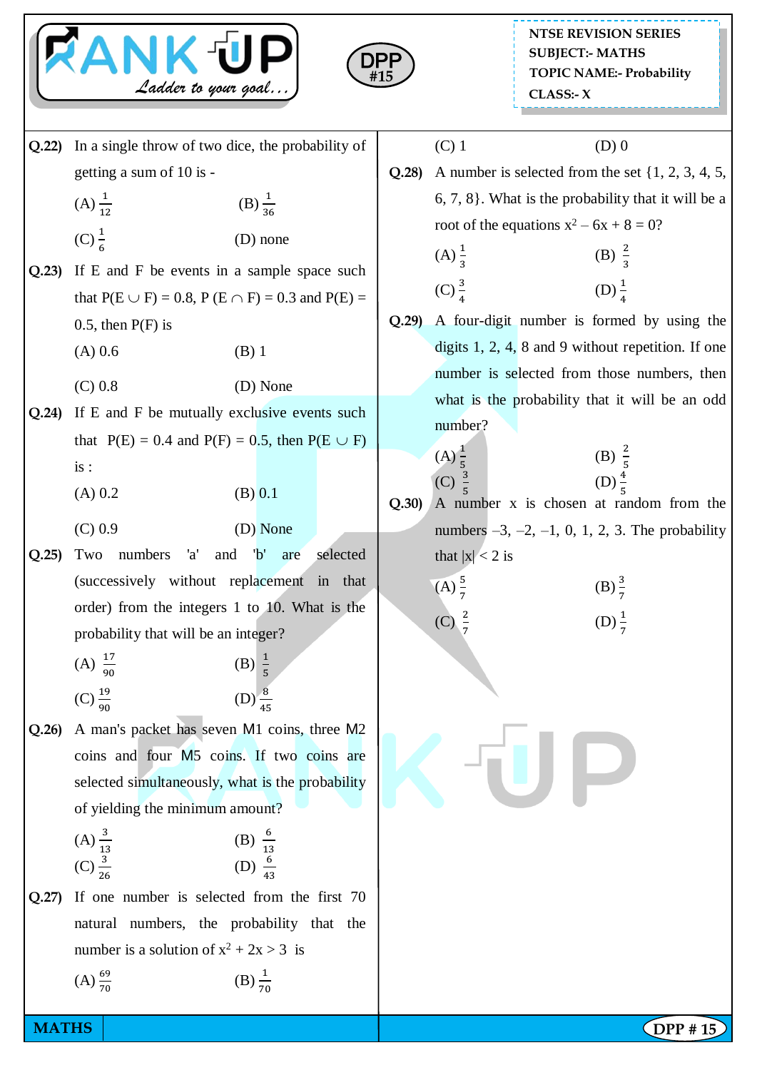NTSE REVISION SERIES
SUBJECT:- MATHS
TOPIC NAME:- Probability
CLASS:- X

**Q.22)** In a single throw of two dice, the probability of getting a sum of 10 is -

(A) $\frac{1}{12}$ (B) $\frac{1}{36}$

(C) $\frac{1}{6}$ (D) none

**Q.23)** If E and F be events in a sample space such that $P(E \cup F) = 0.8$, $P(E \cap F) = 0.3$ and $P(E) = 0.5$, then P(F) is

(A) 0.6 (B) 1

(C) 0.8 (D) None

**Q.24)** If E and F be mutually exclusive events such that $P(E) = 0.4$ and $P(F) = 0.5$, then $P(E \cup F)$ is :

(A) 0.2 (B) 0.1

(C) 0.9 (D) None

**Q.25)** Two numbers 'a' and 'b' are selected (successively without replacement in that order) from the integers 1 to 10. What is the probability that will be an integer?

(A) $\frac{17}{90}$ (B) $\frac{1}{5}$

(C) $\frac{19}{90}$ (D) $\frac{8}{45}$

**Q.26)** A man's packet has seven M1 coins, three M2 coins and four M5 coins. If two coins are selected simultaneously, what is the probability of yielding the minimum amount?

(A) $\frac{3}{13}$ (B) $\frac{6}{13}$

(C) $\frac{3}{26}$ (D) $\frac{6}{43}$

**Q.27)** If one number is selected from the first 70 natural numbers, the probability that the number is a solution of $x^2 + 2x > 3$ is

(A) $\frac{69}{70}$ (B) $\frac{1}{70}$

(C) 1 (D) 0

**Q.28)** A number is selected from the set {1, 2, 3, 4, 5, 6, 7, 8}. What is the probability that it will be a root of the equations $x^2 - 6x + 8 = 0$?

(A) $\frac{1}{3}$ (B) $\frac{2}{3}$

(C) $\frac{3}{4}$ (D) $\frac{1}{4}$

**Q.29)** A four-digit number is formed by using the digits 1, 2, 4, 8 and 9 without repetition. If one number is selected from those numbers, then what is the probability that it will be an odd number?

(A) $\frac{1}{5}$ (B) $\frac{2}{5}$

(C) $\frac{3}{5}$ (D) $\frac{4}{5}$

**Q.30)** A number x is chosen at random from the numbers –3, –2, –1, 0, 1, 2, 3. The probability that $|x| < 2$ is

(A) $\frac{5}{7}$ (B) $\frac{3}{7}$

(C) $\frac{2}{7}$ (D) $\frac{1}{7}$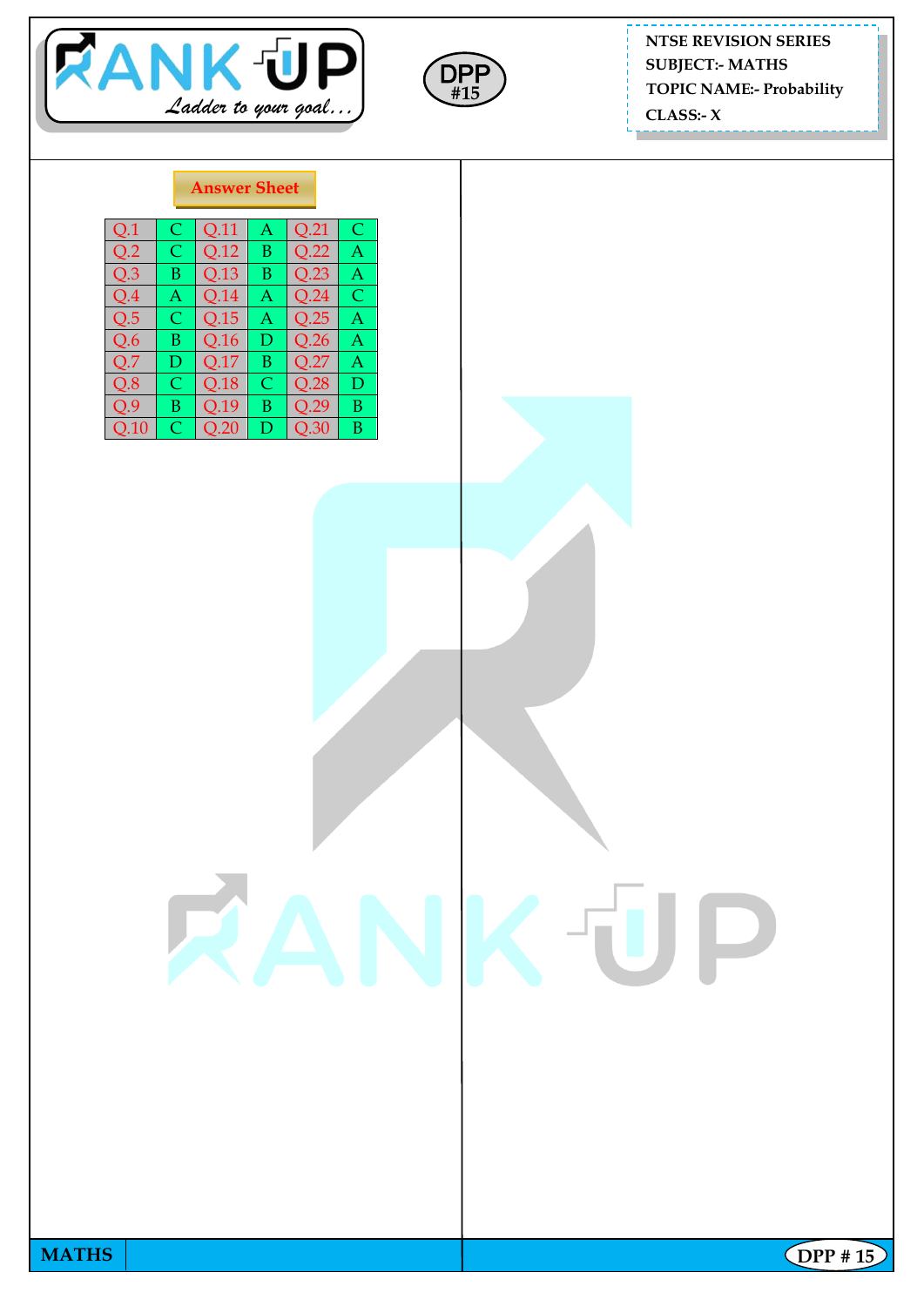## Answer Sheet

| | | | | | |
|---|---|---|---|---|---|
| Q.1 | C | Q.11 | A | Q.21 | C |
| Q.2 | C | Q.12 | B | Q.22 | A |
| Q.3 | B | Q.13 | B | Q.23 | A |
| Q.4 | A | Q.14 | A | Q.24 | C |
| Q.5 | C | Q.15 | A | Q.25 | A |
| Q.6 | B | Q.16 | D | Q.26 | A |
| Q.7 | D | Q.17 | B | Q.27 | A |
| Q.8 | C | Q.18 | C | Q.28 | D |
| Q.9 | B | Q.19 | B | Q.29 | B |
| Q.10 | C | Q.20 | D | Q.30 | B |